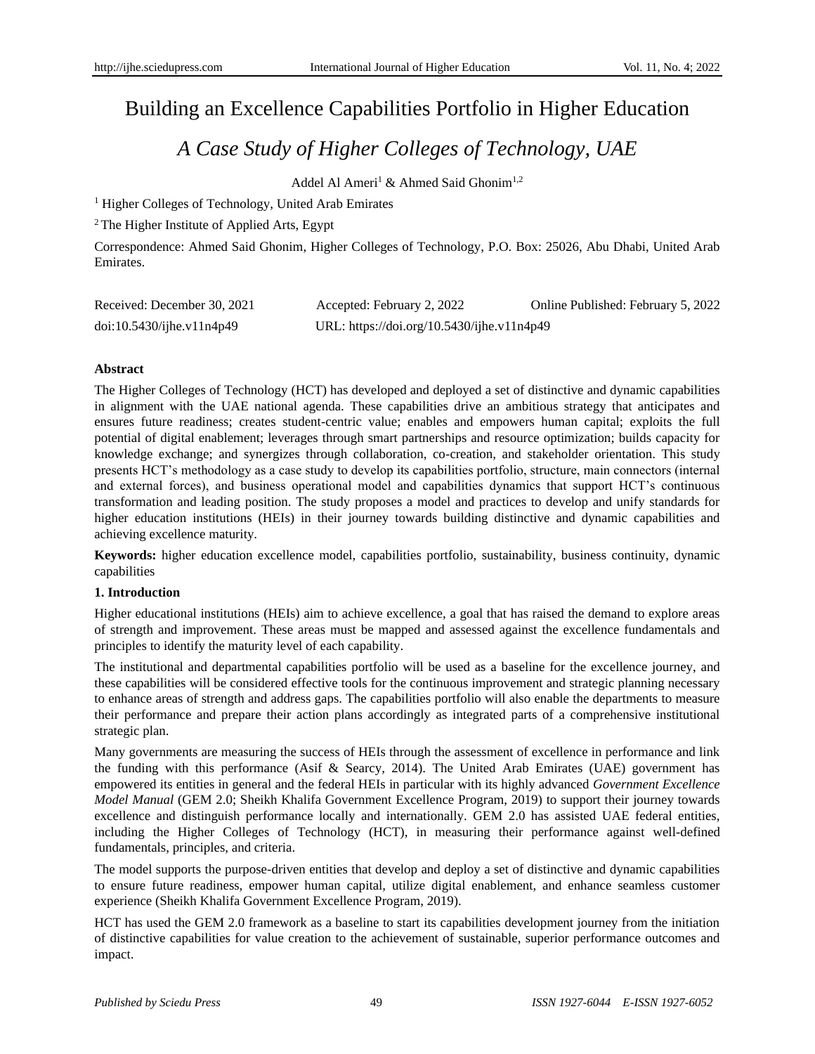# Building an Excellence Capabilities Portfolio in Higher Education

## *A Case Study of Higher Colleges of Technology, UAE*

Addel Al Ameri[1] & Ahmed Said Ghonim[1,2]

[1] Higher Colleges of Technology, United Arab Emirates

[2] The Higher Institute of Applied Arts, Egypt

Correspondence: Ahmed Said Ghonim, Higher Colleges of Technology, P.O. Box: 25026, Abu Dhabi, United Arab Emirates.

Received: December 30, 2021  Accepted: February 2, 2022  Online Published: February 5, 2022

doi:10.5430/ijhe.v11n4p49  URL: https://doi.org/10.5430/ijhe.v11n4p49

**Abstract**

The Higher Colleges of Technology (HCT) has developed and deployed a set of distinctive and dynamic capabilities in alignment with the UAE national agenda. These capabilities drive an ambitious strategy that anticipates and ensures future readiness; creates student-centric value; enables and empowers human capital; exploits the full potential of digital enablement; leverages through smart partnerships and resource optimization; builds capacity for knowledge exchange; and synergizes through collaboration, co-creation, and stakeholder orientation. This study presents HCT's methodology as a case study to develop its capabilities portfolio, structure, main connectors (internal and external forces), and business operational model and capabilities dynamics that support HCT's continuous transformation and leading position. The study proposes a model and practices to develop and unify standards for higher education institutions (HEIs) in their journey towards building distinctive and dynamic capabilities and achieving excellence maturity.

**Keywords:** higher education excellence model, capabilities portfolio, sustainability, business continuity, dynamic capabilities

**1. Introduction**

Higher educational institutions (HEIs) aim to achieve excellence, a goal that has raised the demand to explore areas of strength and improvement. These areas must be mapped and assessed against the excellence fundamentals and principles to identify the maturity level of each capability.

The institutional and departmental capabilities portfolio will be used as a baseline for the excellence journey, and these capabilities will be considered effective tools for the continuous improvement and strategic planning necessary to enhance areas of strength and address gaps. The capabilities portfolio will also enable the departments to measure their performance and prepare their action plans accordingly as integrated parts of a comprehensive institutional strategic plan.

Many governments are measuring the success of HEIs through the assessment of excellence in performance and link the funding with this performance (Asif & Searcy, 2014). The United Arab Emirates (UAE) government has empowered its entities in general and the federal HEIs in particular with its highly advanced *Government Excellence Model Manual* (GEM 2.0; Sheikh Khalifa Government Excellence Program, 2019) to support their journey towards excellence and distinguish performance locally and internationally. GEM 2.0 has assisted UAE federal entities, including the Higher Colleges of Technology (HCT), in measuring their performance against well-defined fundamentals, principles, and criteria.

The model supports the purpose-driven entities that develop and deploy a set of distinctive and dynamic capabilities to ensure future readiness, empower human capital, utilize digital enablement, and enhance seamless customer experience (Sheikh Khalifa Government Excellence Program, 2019).

HCT has used the GEM 2.0 framework as a baseline to start its capabilities development journey from the initiation of distinctive capabilities for value creation to the achievement of sustainable, superior performance outcomes and impact.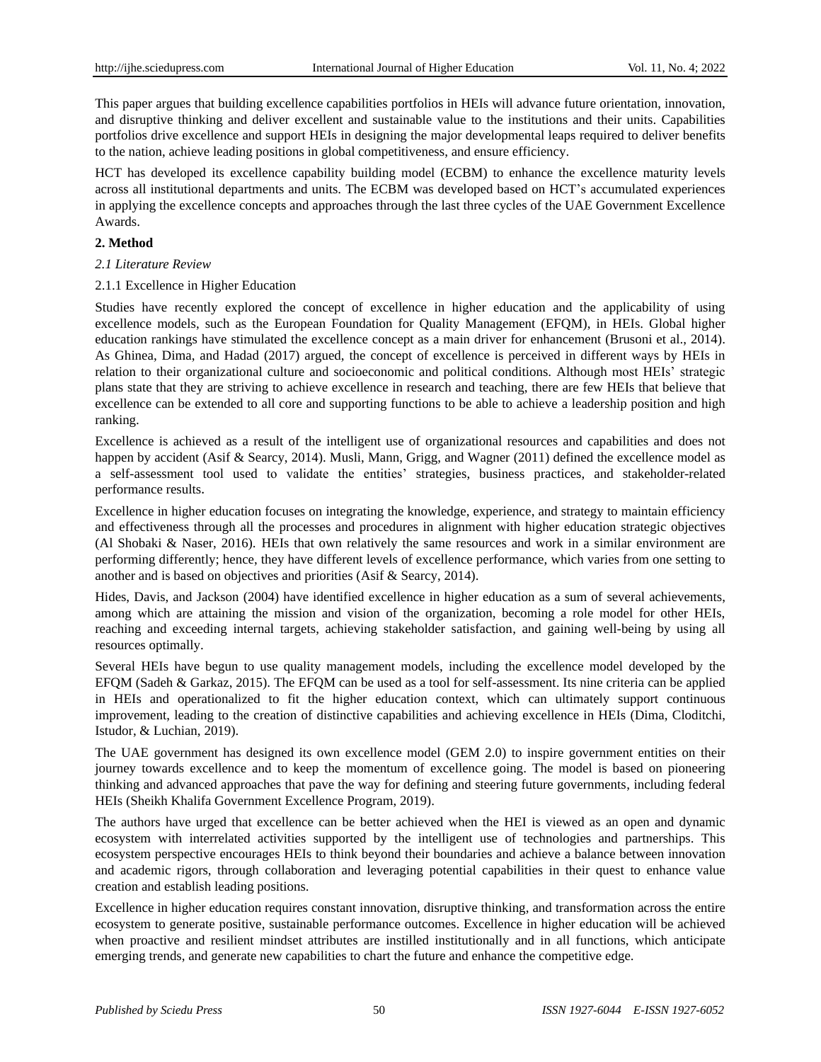This paper argues that building excellence capabilities portfolios in HEIs will advance future orientation, innovation, and disruptive thinking and deliver excellent and sustainable value to the institutions and their units. Capabilities portfolios drive excellence and support HEIs in designing the major developmental leaps required to deliver benefits to the nation, achieve leading positions in global competitiveness, and ensure efficiency.

HCT has developed its excellence capability building model (ECBM) to enhance the excellence maturity levels across all institutional departments and units. The ECBM was developed based on HCT's accumulated experiences in applying the excellence concepts and approaches through the last three cycles of the UAE Government Excellence Awards.

## 2. Method

### *2.1 Literature Review*

#### 2.1.1 Excellence in Higher Education

Studies have recently explored the concept of excellence in higher education and the applicability of using excellence models, such as the European Foundation for Quality Management (EFQM), in HEIs. Global higher education rankings have stimulated the excellence concept as a main driver for enhancement (Brusoni et al., 2014). As Ghinea, Dima, and Hadad (2017) argued, the concept of excellence is perceived in different ways by HEIs in relation to their organizational culture and socioeconomic and political conditions. Although most HEIs' strategic plans state that they are striving to achieve excellence in research and teaching, there are few HEIs that believe that excellence can be extended to all core and supporting functions to be able to achieve a leadership position and high ranking.

Excellence is achieved as a result of the intelligent use of organizational resources and capabilities and does not happen by accident (Asif & Searcy, 2014). Musli, Mann, Grigg, and Wagner (2011) defined the excellence model as a self-assessment tool used to validate the entities' strategies, business practices, and stakeholder-related performance results.

Excellence in higher education focuses on integrating the knowledge, experience, and strategy to maintain efficiency and effectiveness through all the processes and procedures in alignment with higher education strategic objectives (Al Shobaki & Naser, 2016). HEIs that own relatively the same resources and work in a similar environment are performing differently; hence, they have different levels of excellence performance, which varies from one setting to another and is based on objectives and priorities (Asif & Searcy, 2014).

Hides, Davis, and Jackson (2004) have identified excellence in higher education as a sum of several achievements, among which are attaining the mission and vision of the organization, becoming a role model for other HEIs, reaching and exceeding internal targets, achieving stakeholder satisfaction, and gaining well-being by using all resources optimally.

Several HEIs have begun to use quality management models, including the excellence model developed by the EFQM (Sadeh & Garkaz, 2015). The EFQM can be used as a tool for self-assessment. Its nine criteria can be applied in HEIs and operationalized to fit the higher education context, which can ultimately support continuous improvement, leading to the creation of distinctive capabilities and achieving excellence in HEIs (Dima, Cloditchi, Istudor, & Luchian, 2019).

The UAE government has designed its own excellence model (GEM 2.0) to inspire government entities on their journey towards excellence and to keep the momentum of excellence going. The model is based on pioneering thinking and advanced approaches that pave the way for defining and steering future governments, including federal HEIs (Sheikh Khalifa Government Excellence Program, 2019).

The authors have urged that excellence can be better achieved when the HEI is viewed as an open and dynamic ecosystem with interrelated activities supported by the intelligent use of technologies and partnerships. This ecosystem perspective encourages HEIs to think beyond their boundaries and achieve a balance between innovation and academic rigors, through collaboration and leveraging potential capabilities in their quest to enhance value creation and establish leading positions.

Excellence in higher education requires constant innovation, disruptive thinking, and transformation across the entire ecosystem to generate positive, sustainable performance outcomes. Excellence in higher education will be achieved when proactive and resilient mindset attributes are instilled institutionally and in all functions, which anticipate emerging trends, and generate new capabilities to chart the future and enhance the competitive edge.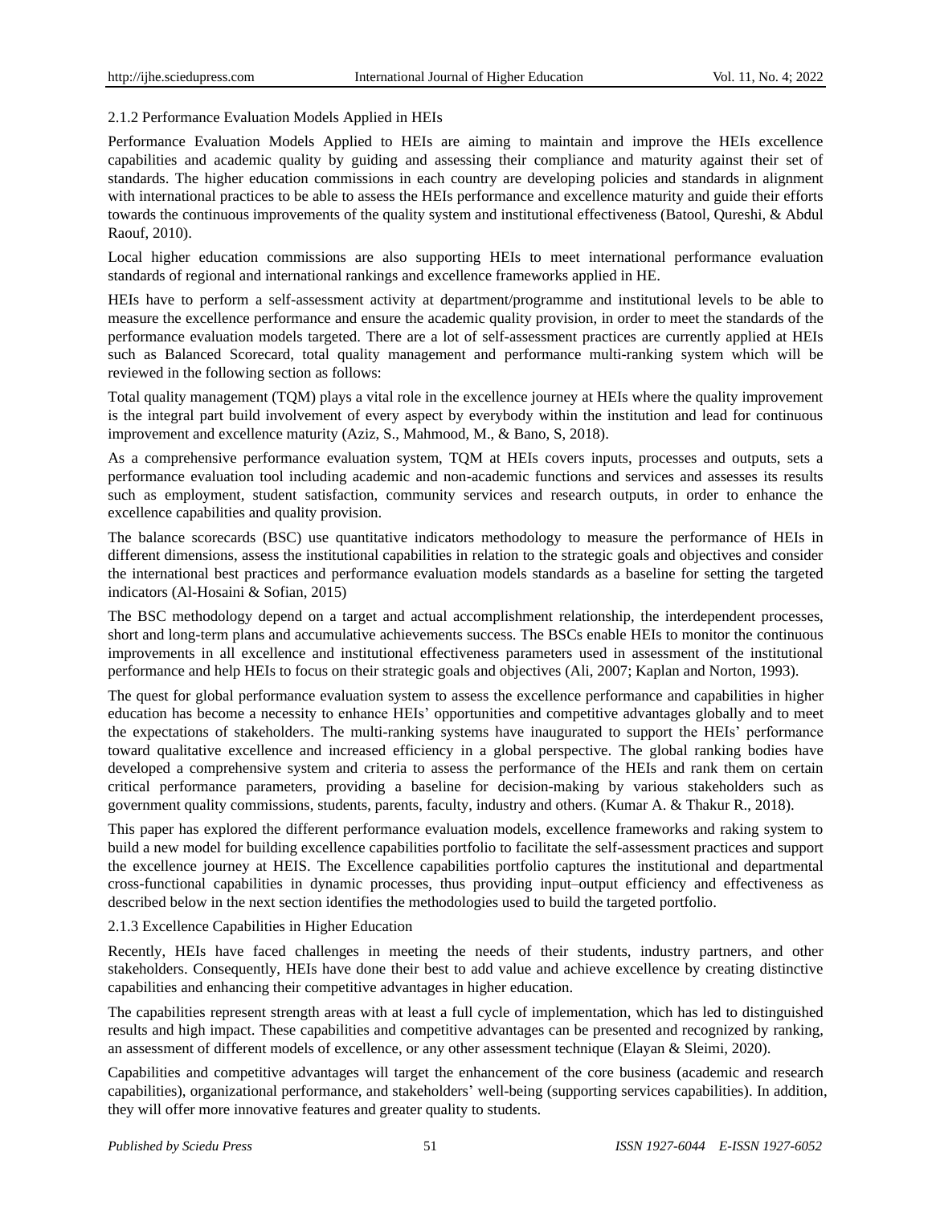### 2.1.2 Performance Evaluation Models Applied in HEIs

Performance Evaluation Models Applied to HEIs are aiming to maintain and improve the HEIs excellence capabilities and academic quality by guiding and assessing their compliance and maturity against their set of standards. The higher education commissions in each country are developing policies and standards in alignment with international practices to be able to assess the HEIs performance and excellence maturity and guide their efforts towards the continuous improvements of the quality system and institutional effectiveness (Batool, Qureshi, & Abdul Raouf, 2010).

Local higher education commissions are also supporting HEIs to meet international performance evaluation standards of regional and international rankings and excellence frameworks applied in HE.

HEIs have to perform a self-assessment activity at department/programme and institutional levels to be able to measure the excellence performance and ensure the academic quality provision, in order to meet the standards of the performance evaluation models targeted. There are a lot of self-assessment practices are currently applied at HEIs such as Balanced Scorecard, total quality management and performance multi-ranking system which will be reviewed in the following section as follows:

Total quality management (TQM) plays a vital role in the excellence journey at HEIs where the quality improvement is the integral part build involvement of every aspect by everybody within the institution and lead for continuous improvement and excellence maturity (Aziz, S., Mahmood, M., & Bano, S, 2018).

As a comprehensive performance evaluation system, TQM at HEIs covers inputs, processes and outputs, sets a performance evaluation tool including academic and non-academic functions and services and assesses its results such as employment, student satisfaction, community services and research outputs, in order to enhance the excellence capabilities and quality provision.

The balance scorecards (BSC) use quantitative indicators methodology to measure the performance of HEIs in different dimensions, assess the institutional capabilities in relation to the strategic goals and objectives and consider the international best practices and performance evaluation models standards as a baseline for setting the targeted indicators (Al-Hosaini & Sofian, 2015)

The BSC methodology depend on a target and actual accomplishment relationship, the interdependent processes, short and long-term plans and accumulative achievements success. The BSCs enable HEIs to monitor the continuous improvements in all excellence and institutional effectiveness parameters used in assessment of the institutional performance and help HEIs to focus on their strategic goals and objectives (Ali, 2007; Kaplan and Norton, 1993).

The quest for global performance evaluation system to assess the excellence performance and capabilities in higher education has become a necessity to enhance HEIs' opportunities and competitive advantages globally and to meet the expectations of stakeholders. The multi-ranking systems have inaugurated to support the HEIs' performance toward qualitative excellence and increased efficiency in a global perspective. The global ranking bodies have developed a comprehensive system and criteria to assess the performance of the HEIs and rank them on certain critical performance parameters, providing a baseline for decision-making by various stakeholders such as government quality commissions, students, parents, faculty, industry and others. (Kumar A. & Thakur R., 2018).

This paper has explored the different performance evaluation models, excellence frameworks and raking system to build a new model for building excellence capabilities portfolio to facilitate the self-assessment practices and support the excellence journey at HEIS. The Excellence capabilities portfolio captures the institutional and departmental cross-functional capabilities in dynamic processes, thus providing input–output efficiency and effectiveness as described below in the next section identifies the methodologies used to build the targeted portfolio.

### 2.1.3 Excellence Capabilities in Higher Education

Recently, HEIs have faced challenges in meeting the needs of their students, industry partners, and other stakeholders. Consequently, HEIs have done their best to add value and achieve excellence by creating distinctive capabilities and enhancing their competitive advantages in higher education.

The capabilities represent strength areas with at least a full cycle of implementation, which has led to distinguished results and high impact. These capabilities and competitive advantages can be presented and recognized by ranking, an assessment of different models of excellence, or any other assessment technique (Elayan & Sleimi, 2020).

Capabilities and competitive advantages will target the enhancement of the core business (academic and research capabilities), organizational performance, and stakeholders' well-being (supporting services capabilities). In addition, they will offer more innovative features and greater quality to students.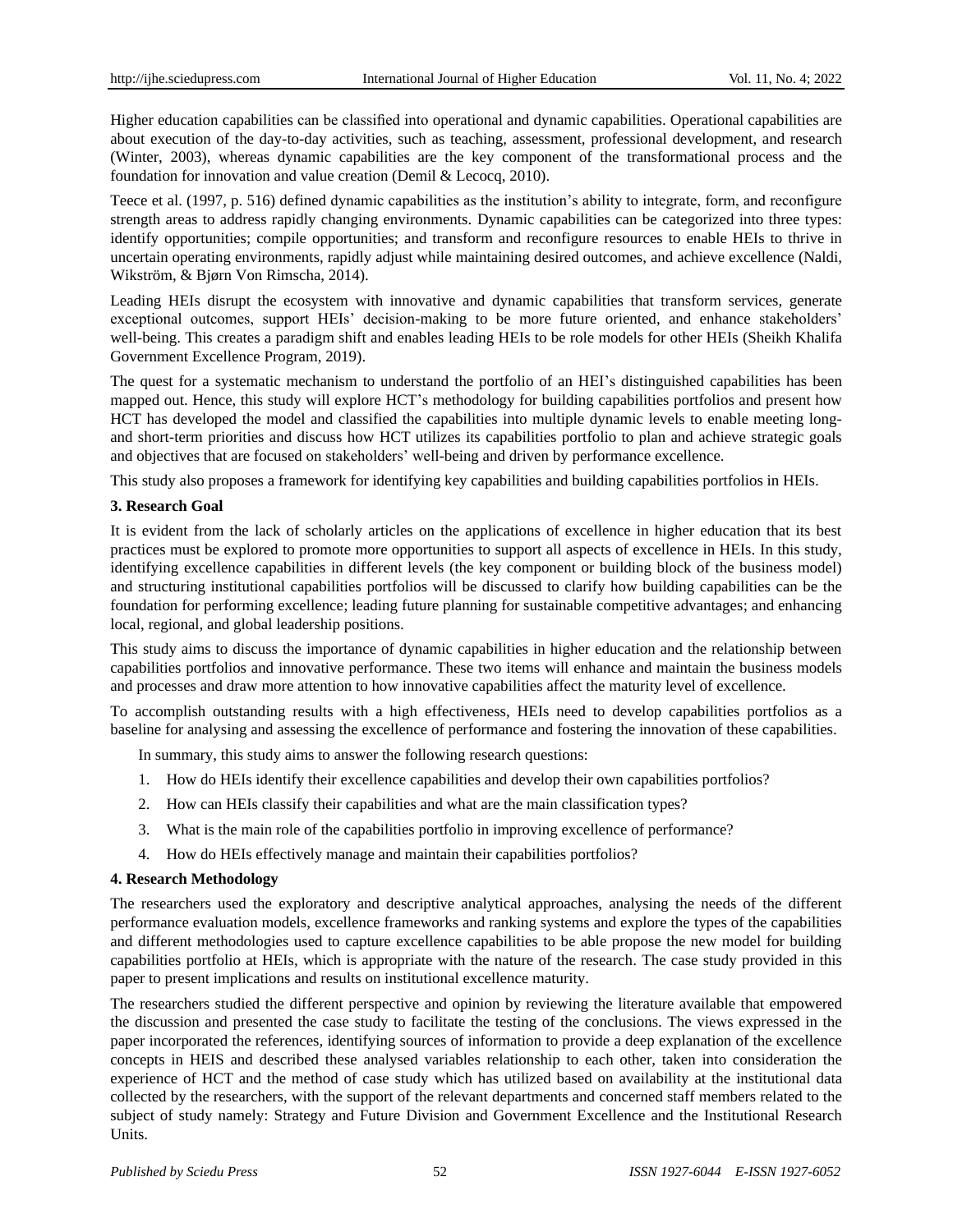Higher education capabilities can be classified into operational and dynamic capabilities. Operational capabilities are about execution of the day-to-day activities, such as teaching, assessment, professional development, and research (Winter, 2003), whereas dynamic capabilities are the key component of the transformational process and the foundation for innovation and value creation (Demil & Lecocq, 2010).

Teece et al. (1997, p. 516) defined dynamic capabilities as the institution's ability to integrate, form, and reconfigure strength areas to address rapidly changing environments. Dynamic capabilities can be categorized into three types: identify opportunities; compile opportunities; and transform and reconfigure resources to enable HEIs to thrive in uncertain operating environments, rapidly adjust while maintaining desired outcomes, and achieve excellence (Naldi, Wikström, & Bjørn Von Rimscha, 2014).

Leading HEIs disrupt the ecosystem with innovative and dynamic capabilities that transform services, generate exceptional outcomes, support HEIs' decision-making to be more future oriented, and enhance stakeholders' well-being. This creates a paradigm shift and enables leading HEIs to be role models for other HEIs (Sheikh Khalifa Government Excellence Program, 2019).

The quest for a systematic mechanism to understand the portfolio of an HEI's distinguished capabilities has been mapped out. Hence, this study will explore HCT's methodology for building capabilities portfolios and present how HCT has developed the model and classified the capabilities into multiple dynamic levels to enable meeting long- and short-term priorities and discuss how HCT utilizes its capabilities portfolio to plan and achieve strategic goals and objectives that are focused on stakeholders' well-being and driven by performance excellence.

This study also proposes a framework for identifying key capabilities and building capabilities portfolios in HEIs.

## 3. Research Goal

It is evident from the lack of scholarly articles on the applications of excellence in higher education that its best practices must be explored to promote more opportunities to support all aspects of excellence in HEIs. In this study, identifying excellence capabilities in different levels (the key component or building block of the business model) and structuring institutional capabilities portfolios will be discussed to clarify how building capabilities can be the foundation for performing excellence; leading future planning for sustainable competitive advantages; and enhancing local, regional, and global leadership positions.

This study aims to discuss the importance of dynamic capabilities in higher education and the relationship between capabilities portfolios and innovative performance. These two items will enhance and maintain the business models and processes and draw more attention to how innovative capabilities affect the maturity level of excellence.

To accomplish outstanding results with a high effectiveness, HEIs need to develop capabilities portfolios as a baseline for analysing and assessing the excellence of performance and fostering the innovation of these capabilities.

In summary, this study aims to answer the following research questions:

1. How do HEIs identify their excellence capabilities and develop their own capabilities portfolios?
2. How can HEIs classify their capabilities and what are the main classification types?
3. What is the main role of the capabilities portfolio in improving excellence of performance?
4. How do HEIs effectively manage and maintain their capabilities portfolios?

## 4. Research Methodology

The researchers used the exploratory and descriptive analytical approaches, analysing the needs of the different performance evaluation models, excellence frameworks and ranking systems and explore the types of the capabilities and different methodologies used to capture excellence capabilities to be able propose the new model for building capabilities portfolio at HEIs, which is appropriate with the nature of the research. The case study provided in this paper to present implications and results on institutional excellence maturity.

The researchers studied the different perspective and opinion by reviewing the literature available that empowered the discussion and presented the case study to facilitate the testing of the conclusions. The views expressed in the paper incorporated the references, identifying sources of information to provide a deep explanation of the excellence concepts in HEIS and described these analysed variables relationship to each other, taken into consideration the experience of HCT and the method of case study which has utilized based on availability at the institutional data collected by the researchers, with the support of the relevant departments and concerned staff members related to the subject of study namely: Strategy and Future Division and Government Excellence and the Institutional Research Units.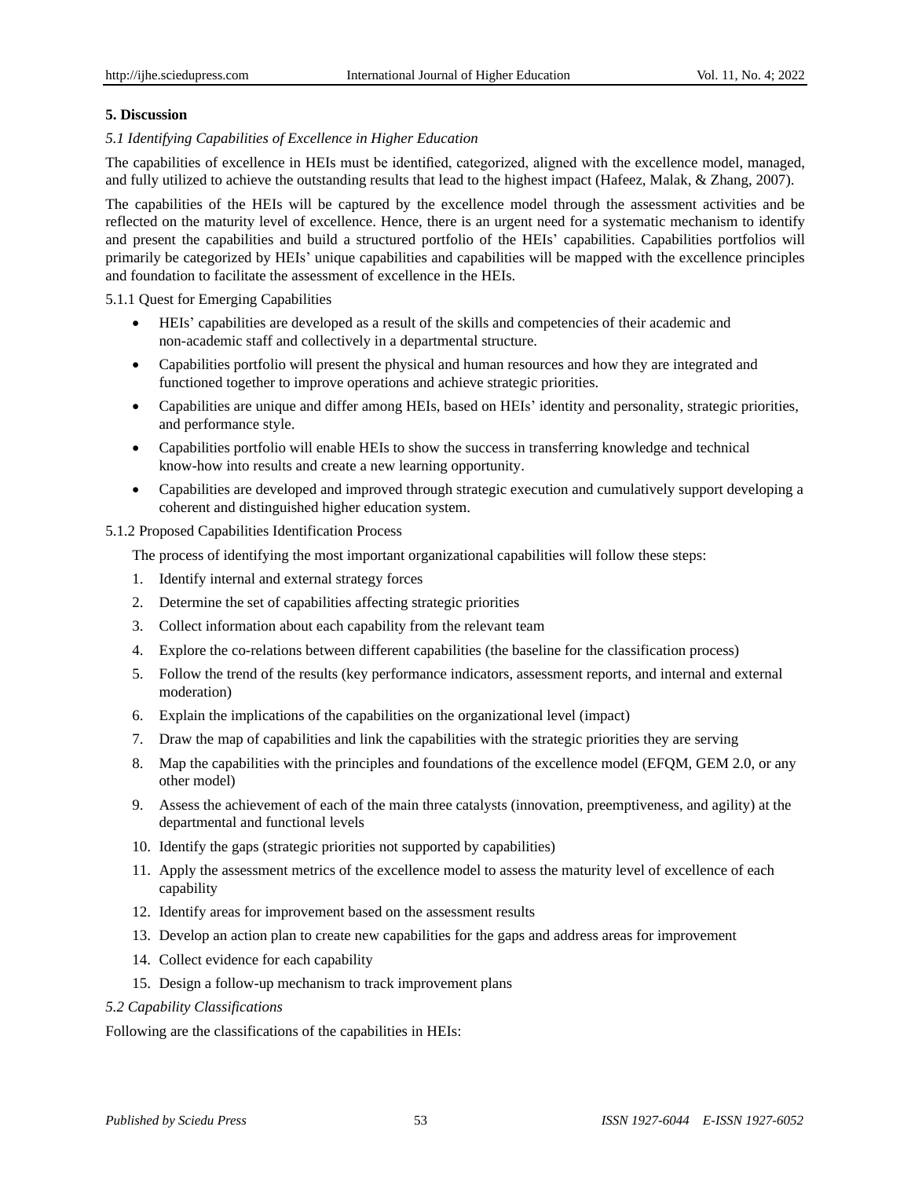## 5. Discussion

### *5.1 Identifying Capabilities of Excellence in Higher Education*

The capabilities of excellence in HEIs must be identified, categorized, aligned with the excellence model, managed, and fully utilized to achieve the outstanding results that lead to the highest impact (Hafeez, Malak, & Zhang, 2007).

The capabilities of the HEIs will be captured by the excellence model through the assessment activities and be reflected on the maturity level of excellence. Hence, there is an urgent need for a systematic mechanism to identify and present the capabilities and build a structured portfolio of the HEIs' capabilities. Capabilities portfolios will primarily be categorized by HEIs' unique capabilities and capabilities will be mapped with the excellence principles and foundation to facilitate the assessment of excellence in the HEIs.

#### 5.1.1 Quest for Emerging Capabilities

- HEIs' capabilities are developed as a result of the skills and competencies of their academic and non-academic staff and collectively in a departmental structure.
- Capabilities portfolio will present the physical and human resources and how they are integrated and functioned together to improve operations and achieve strategic priorities.
- Capabilities are unique and differ among HEIs, based on HEIs' identity and personality, strategic priorities, and performance style.
- Capabilities portfolio will enable HEIs to show the success in transferring knowledge and technical know-how into results and create a new learning opportunity.
- Capabilities are developed and improved through strategic execution and cumulatively support developing a coherent and distinguished higher education system.

#### 5.1.2 Proposed Capabilities Identification Process

The process of identifying the most important organizational capabilities will follow these steps:

1. Identify internal and external strategy forces
2. Determine the set of capabilities affecting strategic priorities
3. Collect information about each capability from the relevant team
4. Explore the co-relations between different capabilities (the baseline for the classification process)
5. Follow the trend of the results (key performance indicators, assessment reports, and internal and external moderation)
6. Explain the implications of the capabilities on the organizational level (impact)
7. Draw the map of capabilities and link the capabilities with the strategic priorities they are serving
8. Map the capabilities with the principles and foundations of the excellence model (EFQM, GEM 2.0, or any other model)
9. Assess the achievement of each of the main three catalysts (innovation, preemptiveness, and agility) at the departmental and functional levels
10. Identify the gaps (strategic priorities not supported by capabilities)
11. Apply the assessment metrics of the excellence model to assess the maturity level of excellence of each capability
12. Identify areas for improvement based on the assessment results
13. Develop an action plan to create new capabilities for the gaps and address areas for improvement
14. Collect evidence for each capability
15. Design a follow-up mechanism to track improvement plans

### *5.2 Capability Classifications*

Following are the classifications of the capabilities in HEIs: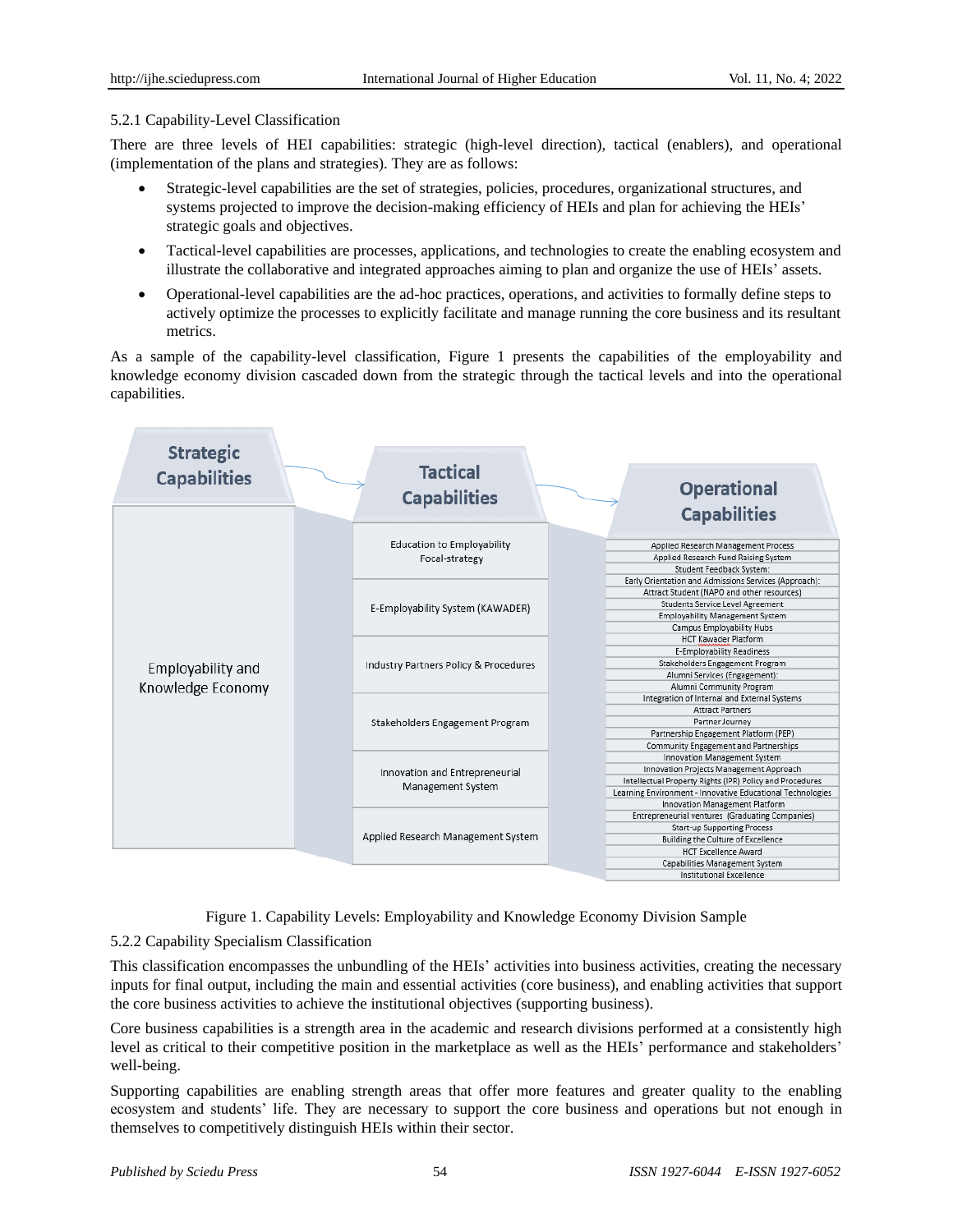### 5.2.1 Capability-Level Classification

There are three levels of HEI capabilities: strategic (high-level direction), tactical (enablers), and operational (implementation of the plans and strategies). They are as follows:

- Strategic-level capabilities are the set of strategies, policies, procedures, organizational structures, and systems projected to improve the decision-making efficiency of HEIs and plan for achieving the HEIs' strategic goals and objectives.
- Tactical-level capabilities are processes, applications, and technologies to create the enabling ecosystem and illustrate the collaborative and integrated approaches aiming to plan and organize the use of HEIs' assets.
- Operational-level capabilities are the ad-hoc practices, operations, and activities to formally define steps to actively optimize the processes to explicitly facilitate and manage running the core business and its resultant metrics.

As a sample of the capability-level classification, Figure 1 presents the capabilities of the employability and knowledge economy division cascaded down from the strategic through the tactical levels and into the operational capabilities.

| Strategic Capabilities | Tactical Capabilities | Operational Capabilities |
|---|---|---|
| Employability and Knowledge Economy | Education to Employability Focal-strategy | Applied Research Management Process |
| | | Applied Research Fund Raising System |
| | | Student Feedback System: |
| | | Early Orientation and Admissions Services (Approach): |
| | | Attract Student (NAPO and other resources) |
| | E-Employability System (KAWADER) | Students Service Level Agreement |
| | | Employability Management System |
| | | Campus Employability Hubs |
| | | HCT Kawader Platform |
| | | E-Employability Readiness |
| | Industry Partners Policy & Procedures | Stakeholders Engagement Program |
| | | Alumni Services (Engagement): |
| | | Alumni Community Program |
| | | Integration of Internal and External Systems |
| | | Attract Partners |
| | Stakeholders Engagement Program | Partner Journey |
| | | Partnership Engagement Platform (PEP) |
| | | Community Engagement and Partnerships |
| | | Innovation Management System |
| | Innovation and Entrepreneurial Management System | Innovation Projects Management Approach |
| | | Intellectual Property Rights (IPR) Policy and Procedures |
| | | Learning Environment - Innovative Educational Technologies |
| | | Innovation Management Platform |
| | | Entrepreneurial ventures (Graduating Companies) |
| | Applied Research Management System | Start-up Supporting Process |
| | | Building the Culture of Excellence |
| | | HCT Excellence Award |
| | | Capabilities Management System |
| | | Institutional Excellence |

Figure 1. Capability Levels: Employability and Knowledge Economy Division Sample

### 5.2.2 Capability Specialism Classification

This classification encompasses the unbundling of the HEIs' activities into business activities, creating the necessary inputs for final output, including the main and essential activities (core business), and enabling activities that support the core business activities to achieve the institutional objectives (supporting business).

Core business capabilities is a strength area in the academic and research divisions performed at a consistently high level as critical to their competitive position in the marketplace as well as the HEIs' performance and stakeholders' well-being.

Supporting capabilities are enabling strength areas that offer more features and greater quality to the enabling ecosystem and students' life. They are necessary to support the core business and operations but not enough in themselves to competitively distinguish HEIs within their sector.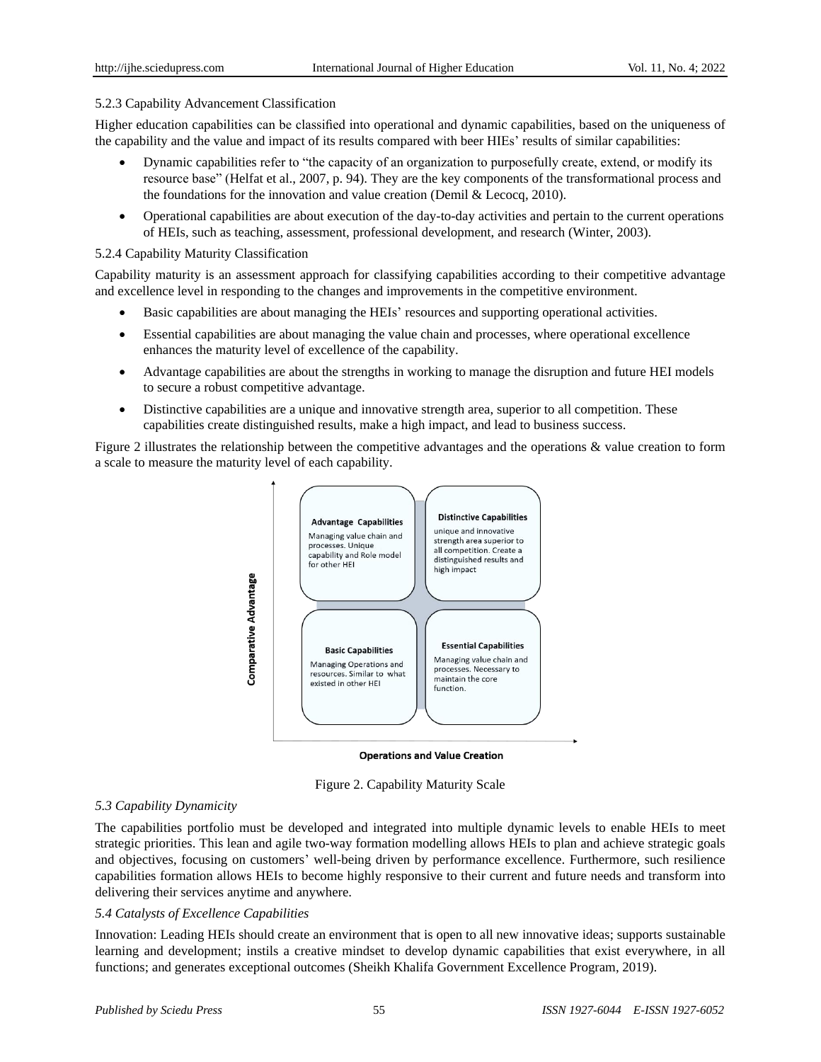#### 5.2.3 Capability Advancement Classification

Higher education capabilities can be classified into operational and dynamic capabilities, based on the uniqueness of the capability and the value and impact of its results compared with beer HIEs' results of similar capabilities:

- Dynamic capabilities refer to "the capacity of an organization to purposefully create, extend, or modify its resource base" (Helfat et al., 2007, p. 94). They are the key components of the transformational process and the foundations for the innovation and value creation (Demil & Lecocq, 2010).
- Operational capabilities are about execution of the day-to-day activities and pertain to the current operations of HEIs, such as teaching, assessment, professional development, and research (Winter, 2003).

#### 5.2.4 Capability Maturity Classification

Capability maturity is an assessment approach for classifying capabilities according to their competitive advantage and excellence level in responding to the changes and improvements in the competitive environment.

- Basic capabilities are about managing the HEIs' resources and supporting operational activities.
- Essential capabilities are about managing the value chain and processes, where operational excellence enhances the maturity level of excellence of the capability.
- Advantage capabilities are about the strengths in working to manage the disruption and future HEI models to secure a robust competitive advantage.
- Distinctive capabilities are a unique and innovative strength area, superior to all competition. These capabilities create distinguished results, make a high impact, and lead to business success.

Figure 2 illustrates the relationship between the competitive advantages and the operations & value creation to form a scale to measure the maturity level of each capability.

**Advantage Capabilities**
Managing value chain and processes. Unique capability and Role model for other HEI

**Distinctive Capabilities**
unique and innovative strength area superior to all competition. Create a distinguished results and high impact

**Basic Capabilities**
Managing Operations and resources. Similar to what existed in other HEI

**Essential Capabilities**
Managing value chain and processes. Necessary to maintain the core function.

Comparative Advantage (vertical axis); Operations and Value Creation (horizontal axis)

Figure 2. Capability Maturity Scale

### *5.3 Capability Dynamicity*

The capabilities portfolio must be developed and integrated into multiple dynamic levels to enable HEIs to meet strategic priorities. This lean and agile two-way formation modelling allows HEIs to plan and achieve strategic goals and objectives, focusing on customers' well-being driven by performance excellence. Furthermore, such resilience capabilities formation allows HEIs to become highly responsive to their current and future needs and transform into delivering their services anytime and anywhere.

### *5.4 Catalysts of Excellence Capabilities*

Innovation: Leading HEIs should create an environment that is open to all new innovative ideas; supports sustainable learning and development; instils a creative mindset to develop dynamic capabilities that exist everywhere, in all functions; and generates exceptional outcomes (Sheikh Khalifa Government Excellence Program, 2019).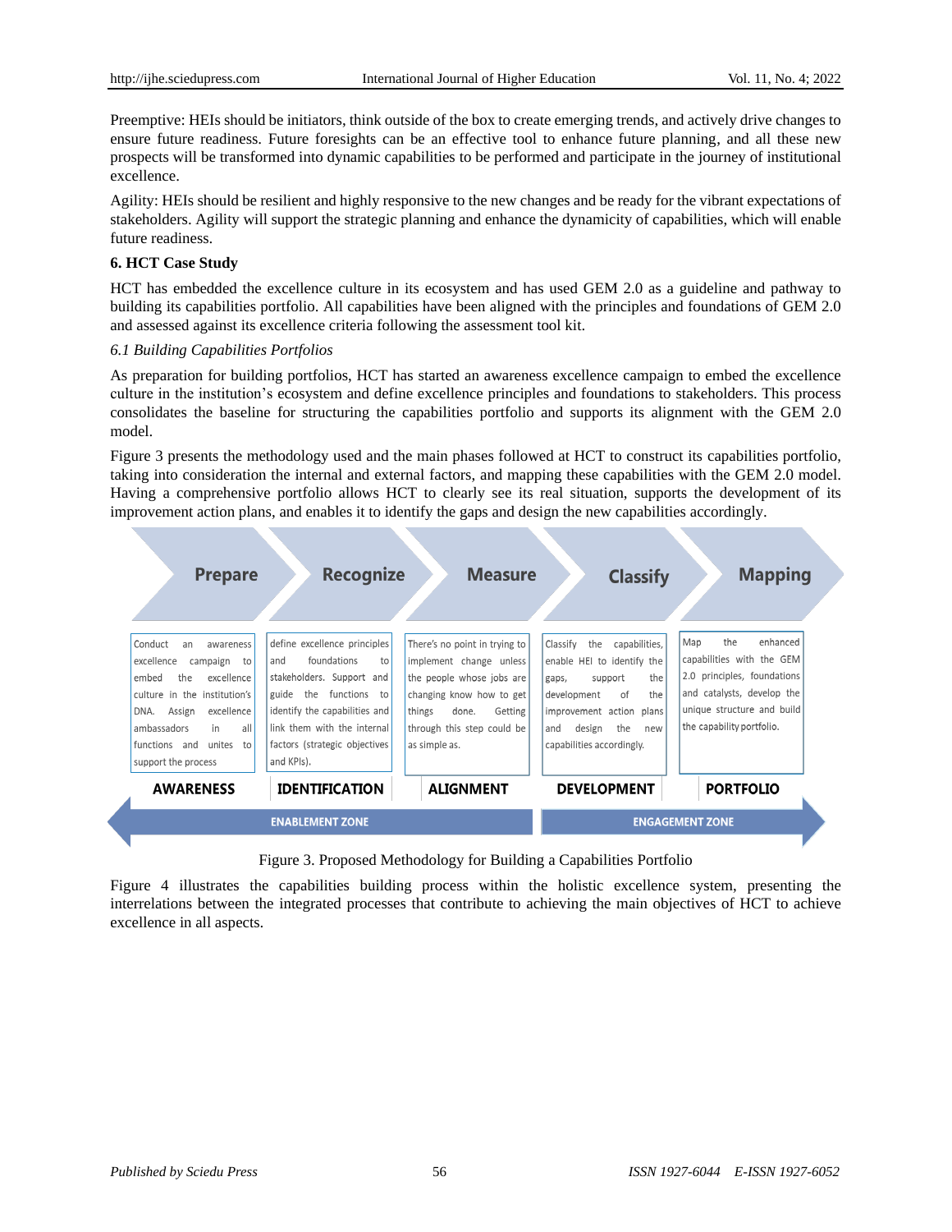Preemptive: HEIs should be initiators, think outside of the box to create emerging trends, and actively drive changes to ensure future readiness. Future foresights can be an effective tool to enhance future planning, and all these new prospects will be transformed into dynamic capabilities to be performed and participate in the journey of institutional excellence.

Agility: HEIs should be resilient and highly responsive to the new changes and be ready for the vibrant expectations of stakeholders. Agility will support the strategic planning and enhance the dynamicity of capabilities, which will enable future readiness.

## 6. HCT Case Study

HCT has embedded the excellence culture in its ecosystem and has used GEM 2.0 as a guideline and pathway to building its capabilities portfolio. All capabilities have been aligned with the principles and foundations of GEM 2.0 and assessed against its excellence criteria following the assessment tool kit.

### *6.1 Building Capabilities Portfolios*

As preparation for building portfolios, HCT has started an awareness excellence campaign to embed the excellence culture in the institution's ecosystem and define excellence principles and foundations to stakeholders. This process consolidates the baseline for structuring the capabilities portfolio and supports its alignment with the GEM 2.0 model.

Figure 3 presents the methodology used and the main phases followed at HCT to construct its capabilities portfolio, taking into consideration the internal and external factors, and mapping these capabilities with the GEM 2.0 model. Having a comprehensive portfolio allows HCT to clearly see its real situation, supports the development of its improvement action plans, and enables it to identify the gaps and design the new capabilities accordingly.

| Prepare | Recognize | Measure | Classify | Mapping |
|---|---|---|---|---|
| Conduct an awareness excellence campaign to embed the excellence culture in the institution's DNA. Assign excellence ambassadors in all functions and unites to support the process | define excellence principles and foundations to stakeholders. Support and guide the functions to identify the capabilities and link them with the internal factors (strategic objectives and KPIs). | There's no point in trying to implement change unless the people whose jobs are changing know how to get things done. Getting through this step could be as simple as. | Classify the capabilities, enable HEI to identify the gaps, support the development of the improvement action plans and design the new capabilities accordingly. | Map the enhanced capabilities with the GEM 2.0 principles, foundations and catalysts, develop the unique structure and build the capability portfolio. |
| **AWARENESS** | **IDENTIFICATION** | **ALIGNMENT** | **DEVELOPMENT** | **PORTFOLIO** |
| ENABLEMENT ZONE | | | ENGAGEMENT ZONE | |

Figure 3. Proposed Methodology for Building a Capabilities Portfolio

Figure 4 illustrates the capabilities building process within the holistic excellence system, presenting the interrelations between the integrated processes that contribute to achieving the main objectives of HCT to achieve excellence in all aspects.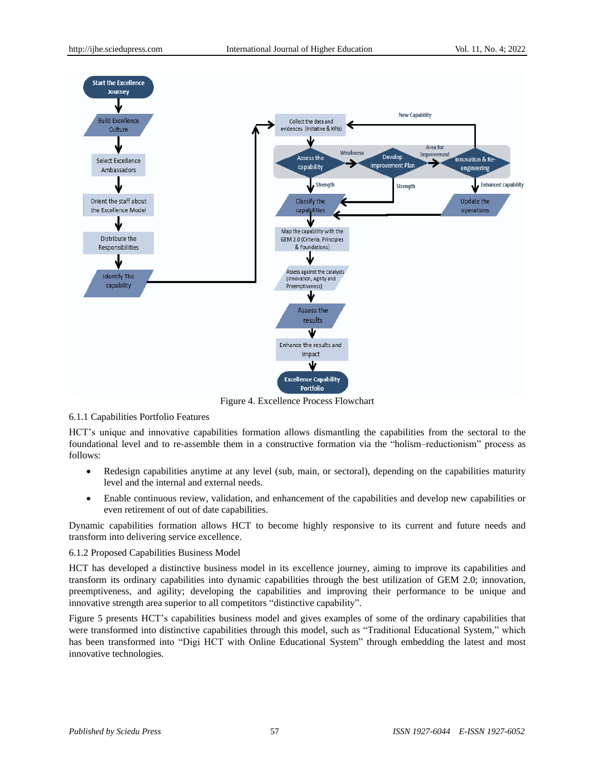Figure 4. Excellence Process Flowchart

6.1.1 Capabilities Portfolio Features

HCT's unique and innovative capabilities formation allows dismantling the capabilities from the sectoral to the foundational level and to re-assemble them in a constructive formation via the "holism–reductionism" process as follows:

- Redesign capabilities anytime at any level (sub, main, or sectoral), depending on the capabilities maturity level and the internal and external needs.
- Enable continuous review, validation, and enhancement of the capabilities and develop new capabilities or even retirement of out of date capabilities.

Dynamic capabilities formation allows HCT to become highly responsive to its current and future needs and transform into delivering service excellence.

6.1.2 Proposed Capabilities Business Model

HCT has developed a distinctive business model in its excellence journey, aiming to improve its capabilities and transform its ordinary capabilities into dynamic capabilities through the best utilization of GEM 2.0; innovation, preemptiveness, and agility; developing the capabilities and improving their performance to be unique and innovative strength area superior to all competitors "distinctive capability".

Figure 5 presents HCT's capabilities business model and gives examples of some of the ordinary capabilities that were transformed into distinctive capabilities through this model, such as "Traditional Educational System," which has been transformed into "Digi HCT with Online Educational System" through embedding the latest and most innovative technologies.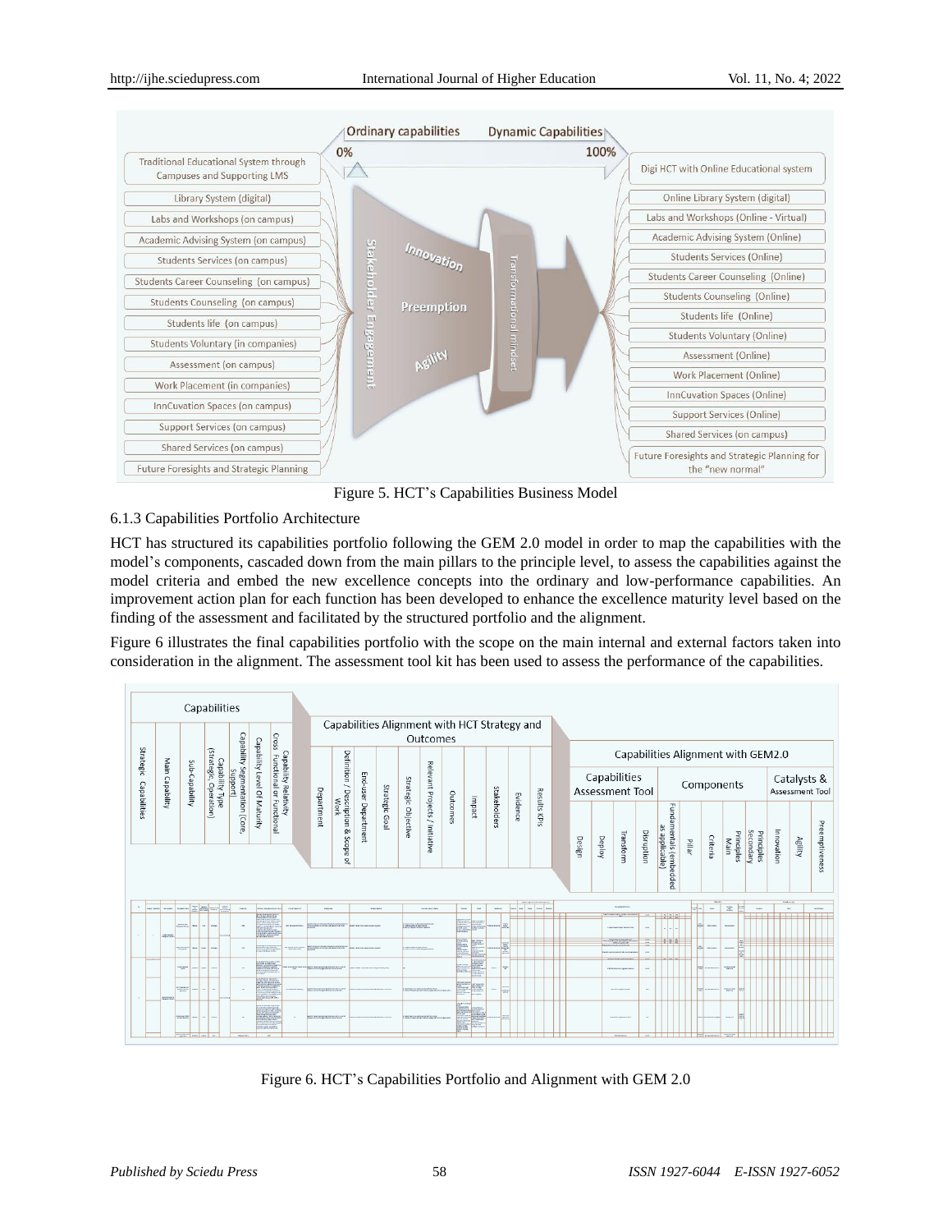Figure 5. HCT's Capabilities Business Model

6.1.3 Capabilities Portfolio Architecture

HCT has structured its capabilities portfolio following the GEM 2.0 model in order to map the capabilities with the model's components, cascaded down from the main pillars to the principle level, to assess the capabilities against the model criteria and embed the new excellence concepts into the ordinary and low-performance capabilities. An improvement action plan for each function has been developed to enhance the excellence maturity level based on the finding of the assessment and facilitated by the structured portfolio and the alignment.

Figure 6 illustrates the final capabilities portfolio with the scope on the main internal and external factors taken into consideration in the alignment. The assessment tool kit has been used to assess the performance of the capabilities.

Figure 6. HCT's Capabilities Portfolio and Alignment with GEM 2.0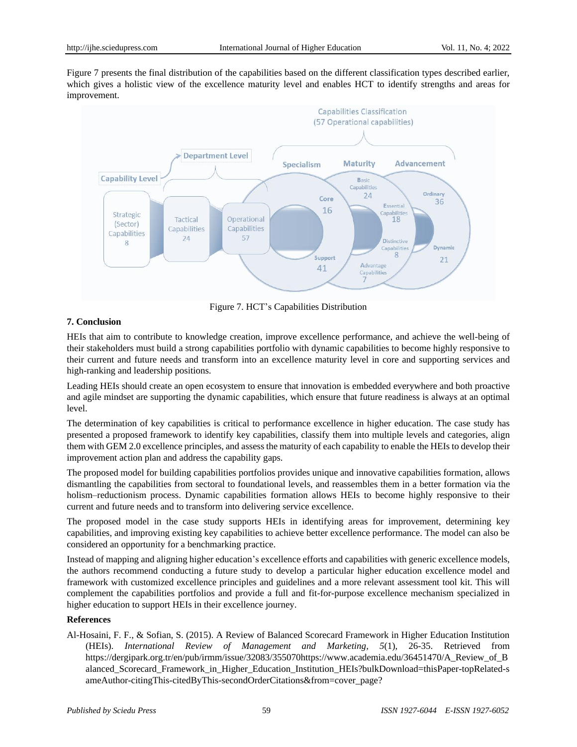Figure 7 presents the final distribution of the capabilities based on the different classification types described earlier, which gives a holistic view of the excellence maturity level and enables HCT to identify strengths and areas for improvement.

Figure 7. HCT's Capabilities Distribution

## 7. Conclusion

HEIs that aim to contribute to knowledge creation, improve excellence performance, and achieve the well-being of their stakeholders must build a strong capabilities portfolio with dynamic capabilities to become highly responsive to their current and future needs and transform into an excellence maturity level in core and supporting services and high-ranking and leadership positions.

Leading HEIs should create an open ecosystem to ensure that innovation is embedded everywhere and both proactive and agile mindset are supporting the dynamic capabilities, which ensure that future readiness is always at an optimal level.

The determination of key capabilities is critical to performance excellence in higher education. The case study has presented a proposed framework to identify key capabilities, classify them into multiple levels and categories, align them with GEM 2.0 excellence principles, and assess the maturity of each capability to enable the HEIs to develop their improvement action plan and address the capability gaps.

The proposed model for building capabilities portfolios provides unique and innovative capabilities formation, allows dismantling the capabilities from sectoral to foundational levels, and reassembles them in a better formation via the holism–reductionism process. Dynamic capabilities formation allows HEIs to become highly responsive to their current and future needs and to transform into delivering service excellence.

The proposed model in the case study supports HEIs in identifying areas for improvement, determining key capabilities, and improving existing key capabilities to achieve better excellence performance. The model can also be considered an opportunity for a benchmarking practice.

Instead of mapping and aligning higher education's excellence efforts and capabilities with generic excellence models, the authors recommend conducting a future study to develop a particular higher education excellence model and framework with customized excellence principles and guidelines and a more relevant assessment tool kit. This will complement the capabilities portfolios and provide a full and fit-for-purpose excellence mechanism specialized in higher education to support HEIs in their excellence journey.

## References

Al-Hosaini, F. F., & Sofian, S. (2015). A Review of Balanced Scorecard Framework in Higher Education Institution (HEIs). *International Review of Management and Marketing*, *5*(1), 26-35. Retrieved from https://dergipark.org.tr/en/pub/irmm/issue/32083/355070https://www.academia.edu/36451470/A_Review_of_Balanced_Scorecard_Framework_in_Higher_Education_Institution_HEIs?bulkDownload=thisPaper-topRelated-sameAuthor-citingThis-citedByThis-secondOrderCitations&from=cover_page?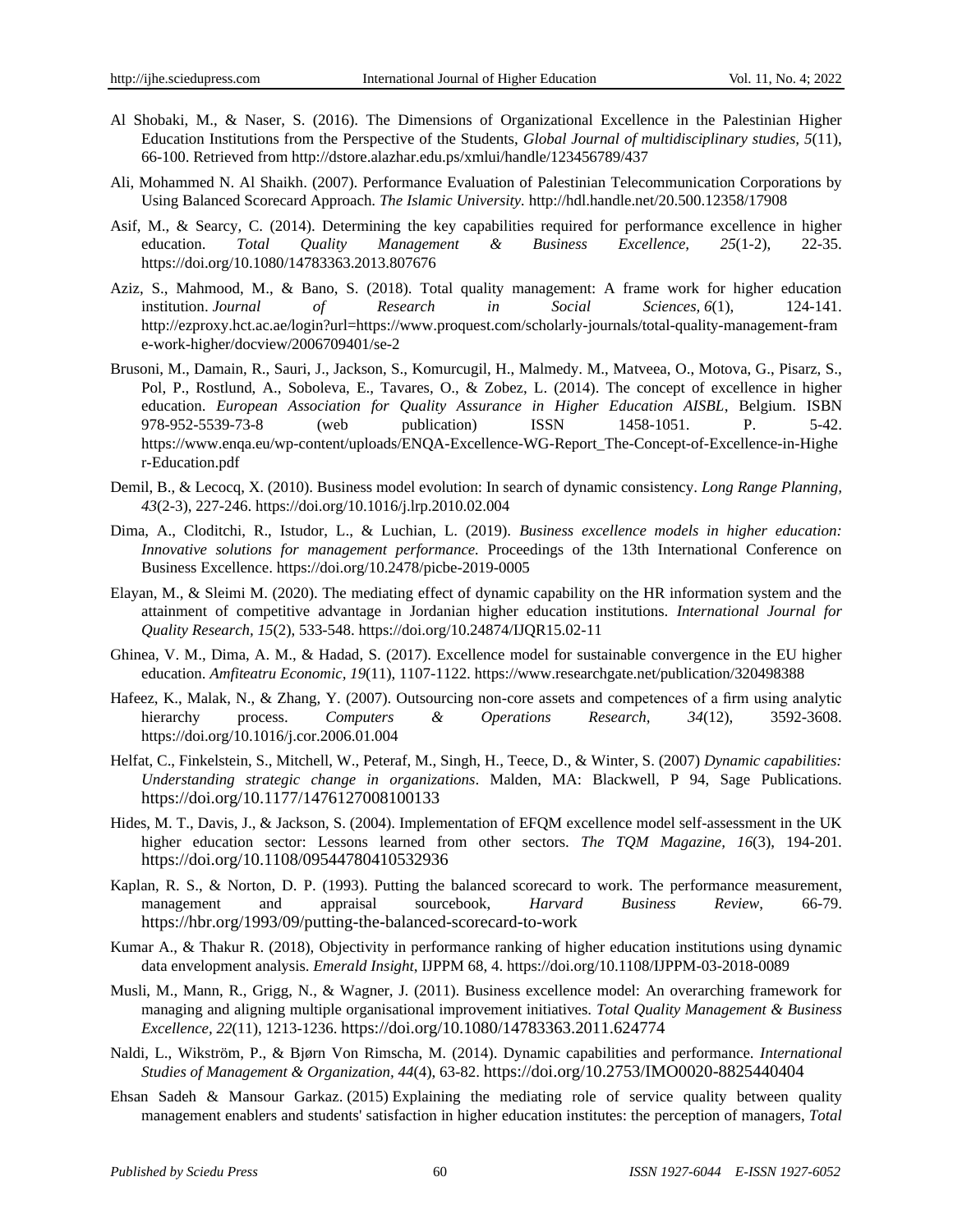Al Shobaki, M., & Naser, S. (2016). The Dimensions of Organizational Excellence in the Palestinian Higher Education Institutions from the Perspective of the Students, *Global Journal of multidisciplinary studies, 5*(11), 66-100. Retrieved from http://dstore.alazhar.edu.ps/xmlui/handle/123456789/437

Ali, Mohammed N. Al Shaikh. (2007). Performance Evaluation of Palestinian Telecommunication Corporations by Using Balanced Scorecard Approach. *The Islamic University.* http://hdl.handle.net/20.500.12358/17908

Asif, M., & Searcy, C. (2014). Determining the key capabilities required for performance excellence in higher education. *Total Quality Management & Business Excellence, 25*(1-2), 22-35. https://doi.org/10.1080/14783363.2013.807676

Aziz, S., Mahmood, M., & Bano, S. (2018). Total quality management: A frame work for higher education institution. *Journal of Research in Social Sciences, 6*(1), 124-141. http://ezproxy.hct.ac.ae/login?url=https://www.proquest.com/scholarly-journals/total-quality-management-frame-work-higher/docview/2006709401/se-2

Brusoni, M., Damain, R., Sauri, J., Jackson, S., Komurcugil, H., Malmedy. M., Matveea, O., Motova, G., Pisarz, S., Pol, P., Rostlund, A., Soboleva, E., Tavares, O., & Zobez, L. (2014). The concept of excellence in higher education. *European Association for Quality Assurance in Higher Education AISBL*, Belgium. ISBN 978-952-5539-73-8 (web publication) ISSN 1458-1051. P. 5-42. https://www.enqa.eu/wp-content/uploads/ENQA-Excellence-WG-Report_The-Concept-of-Excellence-in-Higher-Education.pdf

Demil, B., & Lecocq, X. (2010). Business model evolution: In search of dynamic consistency. *Long Range Planning, 43*(2-3), 227-246. https://doi.org/10.1016/j.lrp.2010.02.004

Dima, A., Cloditchi, R., Istudor, L., & Luchian, L. (2019). *Business excellence models in higher education: Innovative solutions for management performance.* Proceedings of the 13th International Conference on Business Excellence. https://doi.org/10.2478/picbe-2019-0005

Elayan, M., & Sleimi M. (2020). The mediating effect of dynamic capability on the HR information system and the attainment of competitive advantage in Jordanian higher education institutions. *International Journal for Quality Research, 15*(2), 533-548. https://doi.org/10.24874/IJQR15.02-11

Ghinea, V. M., Dima, A. M., & Hadad, S. (2017). Excellence model for sustainable convergence in the EU higher education. *Amfiteatru Economic, 19*(11), 1107-1122. https://www.researchgate.net/publication/320498388

Hafeez, K., Malak, N., & Zhang, Y. (2007). Outsourcing non-core assets and competences of a firm using analytic hierarchy process. *Computers & Operations Research, 34*(12), 3592-3608. https://doi.org/10.1016/j.cor.2006.01.004

Helfat, C., Finkelstein, S., Mitchell, W., Peteraf, M., Singh, H., Teece, D., & Winter, S. (2007) *Dynamic capabilities: Understanding strategic change in organizations*. Malden, MA: Blackwell, P 94, Sage Publications. https://doi.org/10.1177/1476127008100133

Hides, M. T., Davis, J., & Jackson, S. (2004). Implementation of EFQM excellence model self-assessment in the UK higher education sector: Lessons learned from other sectors. *The TQM Magazine, 16*(3), 194-201. https://doi.org/10.1108/09544780410532936

Kaplan, R. S., & Norton, D. P. (1993). Putting the balanced scorecard to work. The performance measurement, management and appraisal sourcebook, *Harvard Business Review*, 66-79. https://hbr.org/1993/09/putting-the-balanced-scorecard-to-work

Kumar A., & Thakur R. (2018), Objectivity in performance ranking of higher education institutions using dynamic data envelopment analysis. *Emerald Insight*, IJPPM 68, 4. https://doi.org/10.1108/IJPPM-03-2018-0089

Musli, M., Mann, R., Grigg, N., & Wagner, J. (2011). Business excellence model: An overarching framework for managing and aligning multiple organisational improvement initiatives. *Total Quality Management & Business Excellence, 22*(11), 1213-1236. https://doi.org/10.1080/14783363.2011.624774

Naldi, L., Wikström, P., & Bjørn Von Rimscha, M. (2014). Dynamic capabilities and performance. *International Studies of Management & Organization, 44*(4), 63-82. https://doi.org/10.2753/IMO0020-8825440404

Ehsan Sadeh & Mansour Garkaz. (2015) Explaining the mediating role of service quality between quality management enablers and students' satisfaction in higher education institutes: the perception of managers, *Total*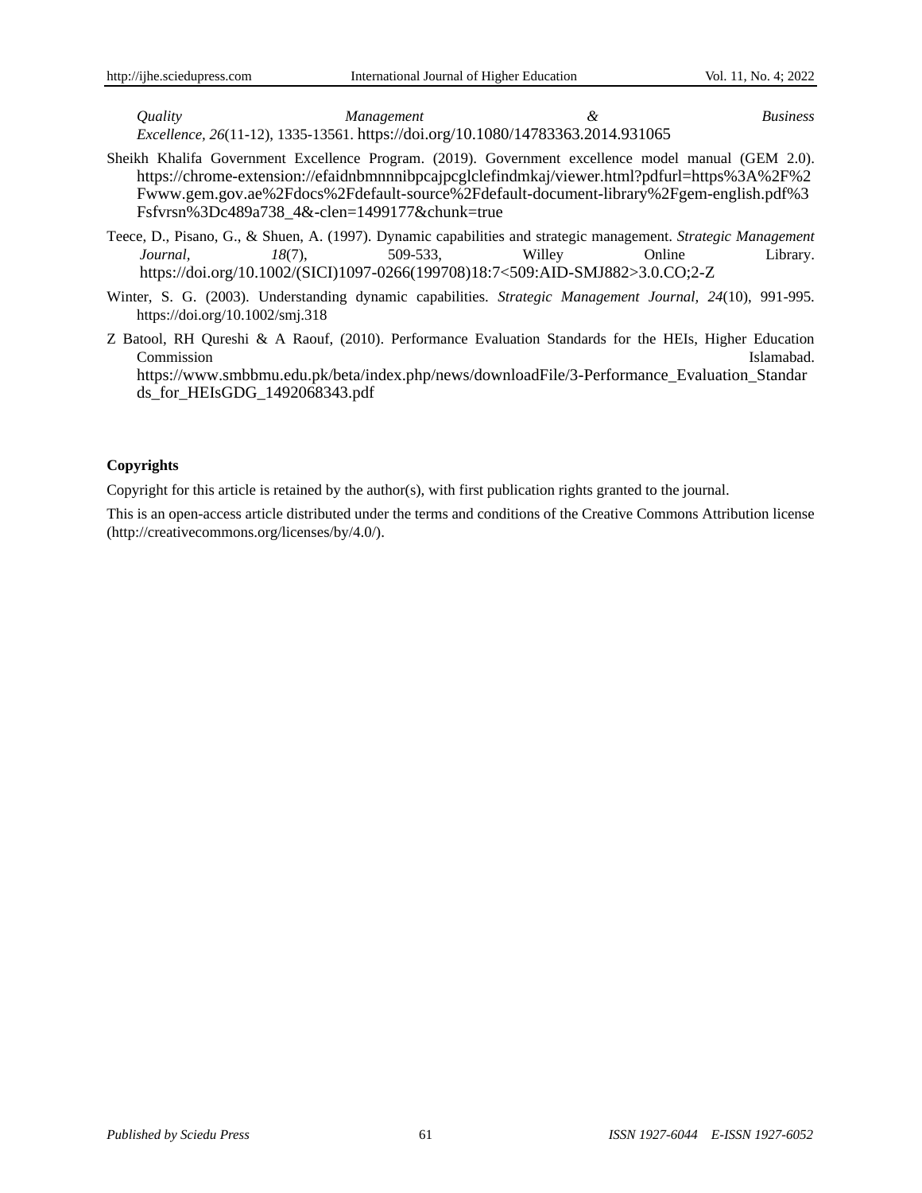*Quality Management & Business Excellence, 26*(11-12), 1335-13561. https://doi.org/10.1080/14783363.2014.931065

Sheikh Khalifa Government Excellence Program. (2019). Government excellence model manual (GEM 2.0). https://chrome-extension://efaidnbmnnnibpcajpcglclefindmkaj/viewer.html?pdfurl=https%3A%2F%2Fwww.gem.gov.ae%2Fdocs%2Fdefault-source%2Fdefault-document-library%2Fgem-english.pdf%3Fsfvrsn%3Dc489a738_4&-clen=1499177&chunk=true

Teece, D., Pisano, G., & Shuen, A. (1997). Dynamic capabilities and strategic management. *Strategic Management Journal, 18*(7), 509-533, Willey Online Library. https://doi.org/10.1002/(SICI)1097-0266(199708)18:7<509:AID-SMJ882>3.0.CO;2-Z

Winter, S. G. (2003). Understanding dynamic capabilities. *Strategic Management Journal, 24*(10), 991-995. https://doi.org/10.1002/smj.318

Z Batool, RH Qureshi & A Raouf, (2010). Performance Evaluation Standards for the HEIs, Higher Education Commission Islamabad. https://www.smbbmu.edu.pk/beta/index.php/news/downloadFile/3-Performance_Evaluation_Standards_for_HEIsGDG_1492068343.pdf

**Copyrights**

Copyright for this article is retained by the author(s), with first publication rights granted to the journal.

This is an open-access article distributed under the terms and conditions of the Creative Commons Attribution license (http://creativecommons.org/licenses/by/4.0/).